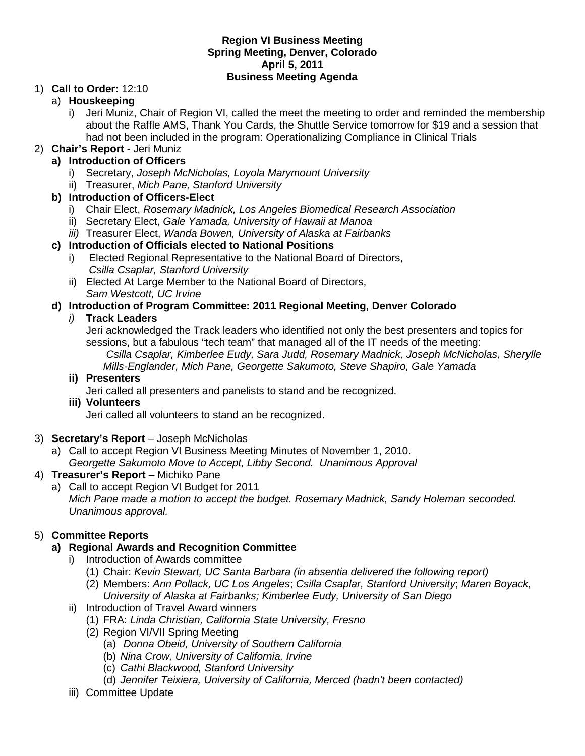**Region VI Business Meeting**
**Spring Meeting, Denver, Colorado**
**April 5, 2011**
**Business Meeting Agenda**

1) **Call to Order:** 12:10
   a) **Houskeeping**
      i) Jeri Muniz, Chair of Region VI, called the meet the meeting to order and reminded the membership about the Raffle AMS, Thank You Cards, the Shuttle Service tomorrow for $19 and a session that had not been included in the program: Operationalizing Compliance in Clinical Trials

2) **Chair's Report** - Jeri Muniz
   **a) Introduction of Officers**
      i) Secretary, *Joseph McNicholas, Loyola Marymount University*
      ii) Treasurer, *Mich Pane, Stanford University*
   **b) Introduction of Officers-Elect**
      i) Chair Elect, *Rosemary Madnick, Los Angeles Biomedical Research Association*
      ii) Secretary Elect, *Gale Yamada, University of Hawaii at Manoa*
      *iii)* Treasurer Elect, *Wanda Bowen, University of Alaska at Fairbanks*
   **c) Introduction of Officials elected to National Positions**
      i) Elected Regional Representative to the National Board of Directors, *Csilla Csaplar, Stanford University*
      ii) Elected At Large Member to the National Board of Directors, *Sam Westcott, UC Irvine*
   **d) Introduction of Program Committee: 2011 Regional Meeting, Denver Colorado**
      *i)* **Track Leaders**
      Jeri acknowledged the Track leaders who identified not only the best presenters and topics for sessions, but a fabulous "tech team" that managed all of the IT needs of the meeting:
      *Csilla Csaplar, Kimberlee Eudy, Sara Judd, Rosemary Madnick, Joseph McNicholas, Sherylle Mills-Englander, Mich Pane, Georgette Sakumoto, Steve Shapiro, Gale Yamada*
      **ii) Presenters**
      Jeri called all presenters and panelists to stand and be recognized.
      **iii) Volunteers**
      Jeri called all volunteers to stand an be recognized.

3) **Secretary's Report** – Joseph McNicholas
   a) Call to accept Region VI Business Meeting Minutes of November 1, 2010.
   *Georgette Sakumoto Move to Accept, Libby Second. Unanimous Approval*

4) **Treasurer's Report** – Michiko Pane
   a) Call to accept Region VI Budget for 2011
   *Mich Pane made a motion to accept the budget. Rosemary Madnick, Sandy Holeman seconded. Unanimous approval.*

5) **Committee Reports**
   **a) Regional Awards and Recognition Committee**
      i) Introduction of Awards committee
         (1) Chair: *Kevin Stewart, UC Santa Barbara (in absentia delivered the following report)*
         (2) Members: *Ann Pollack, UC Los Angeles*; *Csilla Csaplar, Stanford University*; *Maren Boyack, University of Alaska at Fairbanks; Kimberlee Eudy, University of San Diego*
      ii) Introduction of Travel Award winners
         (1) FRA: *Linda Christian, California State University, Fresno*
         (2) Region VI/VII Spring Meeting
            (a) *Donna Obeid, University of Southern California*
            (b) *Nina Crow, University of California, Irvine*
            (c) *Cathi Blackwood, Stanford University*
            (d) *Jennifer Teixiera, University of California, Merced (hadn't been contacted)*
      iii) Committee Update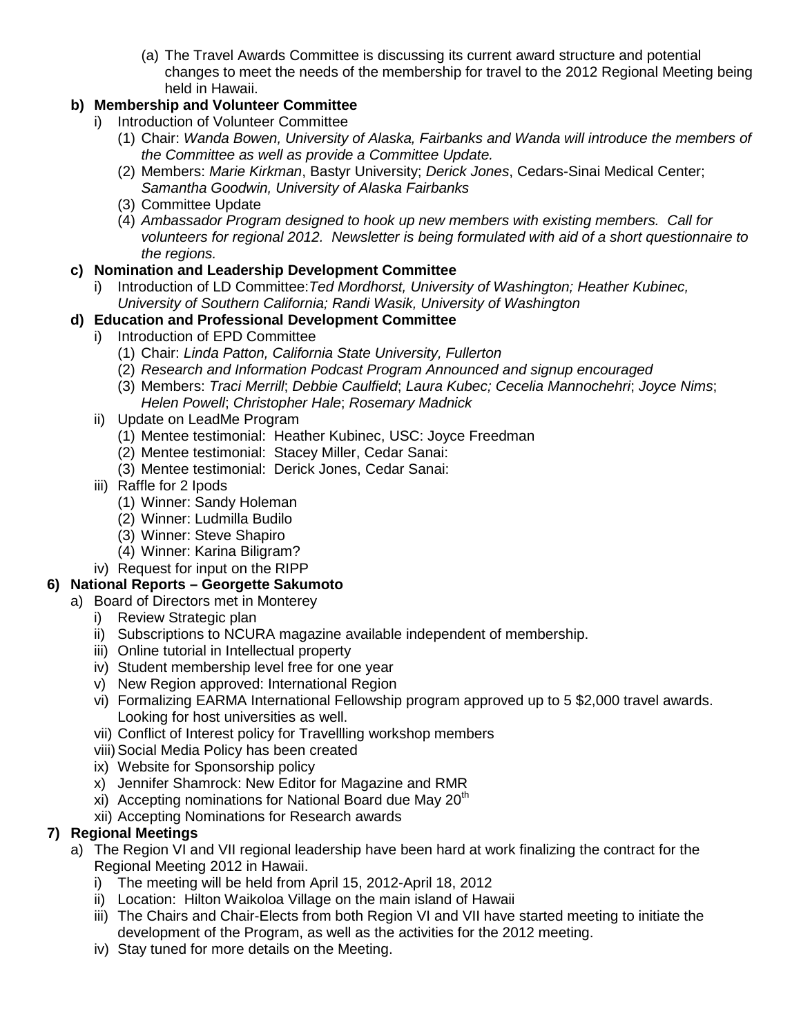(a) The Travel Awards Committee is discussing its current award structure and potential changes to meet the needs of the membership for travel to the 2012 Regional Meeting being held in Hawaii.

**b) Membership and Volunteer Committee**

- i) Introduction of Volunteer Committee
  - (1) Chair: *Wanda Bowen, University of Alaska, Fairbanks and Wanda will introduce the members of the Committee as well as provide a Committee Update.*
  - (2) Members: *Marie Kirkman*, Bastyr University; *Derick Jones*, Cedars-Sinai Medical Center; *Samantha Goodwin, University of Alaska Fairbanks*
  - (3) Committee Update
  - (4) *Ambassador Program designed to hook up new members with existing members. Call for volunteers for regional 2012. Newsletter is being formulated with aid of a short questionnaire to the regions.*

**c) Nomination and Leadership Development Committee**

- i) Introduction of LD Committee:*Ted Mordhorst, University of Washington; Heather Kubinec, University of Southern California; Randi Wasik, University of Washington*

**d) Education and Professional Development Committee**

- i) Introduction of EPD Committee
  - (1) Chair: *Linda Patton, California State University, Fullerton*
  - (2) *Research and Information Podcast Program Announced and signup encouraged*
  - (3) Members: *Traci Merrill*; *Debbie Caulfield*; *Laura Kubec; Cecelia Mannochehri*; *Joyce Nims*; *Helen Powell*; *Christopher Hale*; *Rosemary Madnick*
- ii) Update on LeadMe Program
  - (1) Mentee testimonial: Heather Kubinec, USC: Joyce Freedman
  - (2) Mentee testimonial: Stacey Miller, Cedar Sanai:
  - (3) Mentee testimonial: Derick Jones, Cedar Sanai:
- iii) Raffle for 2 Ipods
  - (1) Winner: Sandy Holeman
  - (2) Winner: Ludmilla Budilo
  - (3) Winner: Steve Shapiro
  - (4) Winner: Karina Biligram?
- iv) Request for input on the RIPP

**6) National Reports – Georgette Sakumoto**

- a) Board of Directors met in Monterey
  - i) Review Strategic plan
  - ii) Subscriptions to NCURA magazine available independent of membership.
  - iii) Online tutorial in Intellectual property
  - iv) Student membership level free for one year
  - v) New Region approved: International Region
  - vi) Formalizing EARMA International Fellowship program approved up to 5 $2,000 travel awards. Looking for host universities as well.
  - vii) Conflict of Interest policy for Travellling workshop members
  - viii) Social Media Policy has been created
  - ix) Website for Sponsorship policy
  - x) Jennifer Shamrock: New Editor for Magazine and RMR
  - xi) Accepting nominations for National Board due May 20th
  - xii) Accepting Nominations for Research awards

**7) Regional Meetings**

- a) The Region VI and VII regional leadership have been hard at work finalizing the contract for the Regional Meeting 2012 in Hawaii.
  - i) The meeting will be held from April 15, 2012-April 18, 2012
  - ii) Location: Hilton Waikoloa Village on the main island of Hawaii
  - iii) The Chairs and Chair-Elects from both Region VI and VII have started meeting to initiate the development of the Program, as well as the activities for the 2012 meeting.
  - iv) Stay tuned for more details on the Meeting.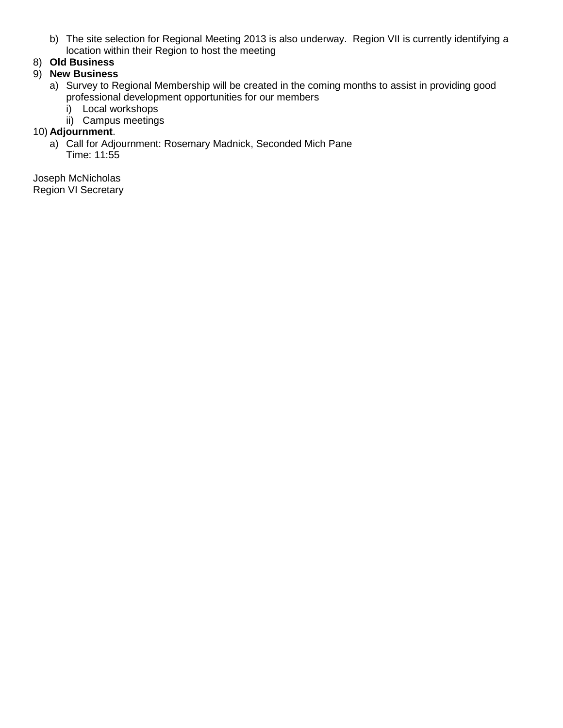b) The site selection for Regional Meeting 2013 is also underway.  Region VII is currently identifying a location within their Region to host the meeting

8) **Old Business**

9) **New Business**
   a) Survey to Regional Membership will be created in the coming months to assist in providing good professional development opportunities for our members
      i) Local workshops
      ii) Campus meetings

10) **Adjournment**.
    a) Call for Adjournment: Rosemary Madnick, Seconded Mich Pane
       Time: 11:55

Joseph McNicholas
Region VI Secretary